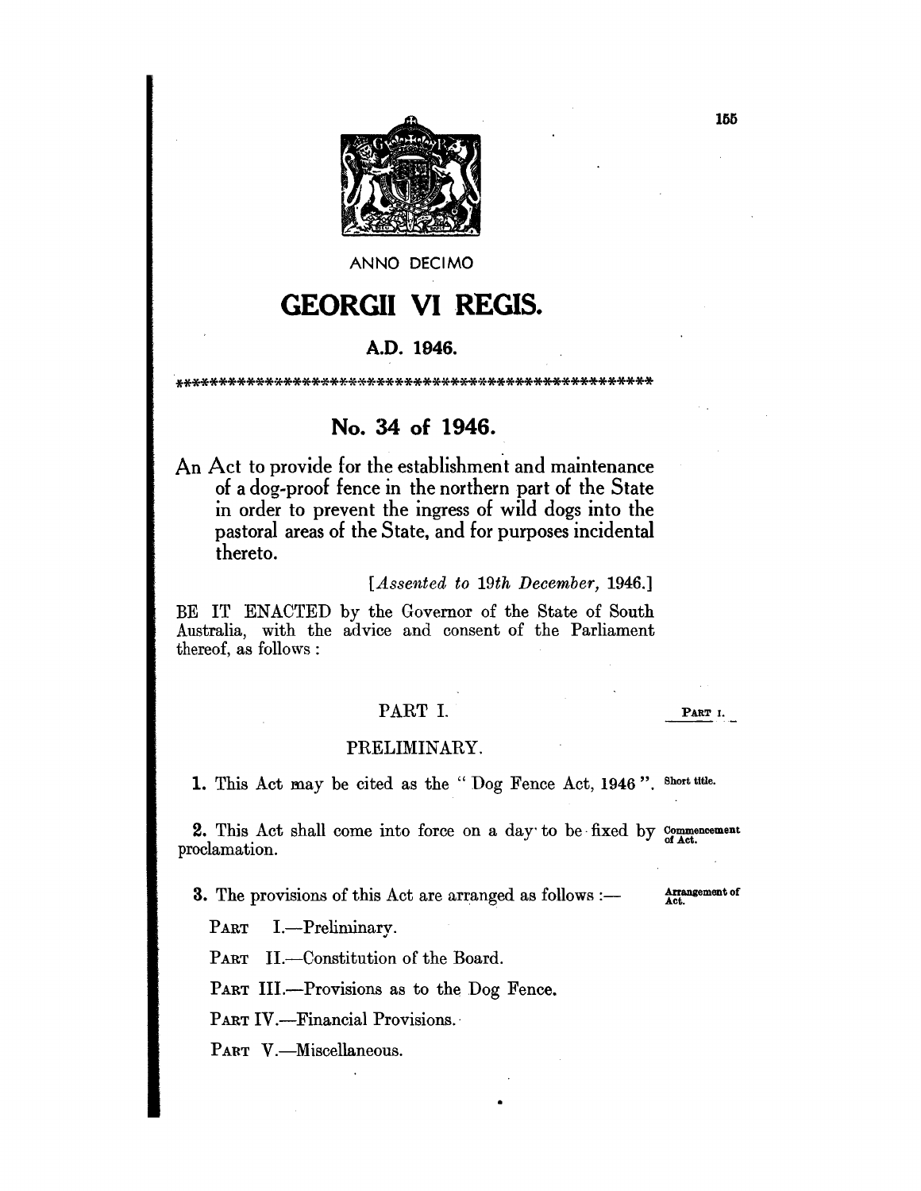ANNO DECIMO

# GEORGII VI REGIS.

**A.D. 1946.**

***************************************************

## No. 34 of 1946.

An Act to provide for the establishment and maintenance of a dog-proof fence in the northern part of the State in order to prevent the ingress of wild dogs into the pastoral areas of the State, and for purposes incidental thereto.

[*Assented to 19th December, 1946.*]

BE IT ENACTED by the Governor of the State of South Australia, with the advice and consent of the Parliament thereof, as follows:

### PART I.

### PRELIMINARY.

**1.** This Act may be cited as the "Dog Fence Act, 1946". *Short title.*

**2.** This Act shall come into force on a day to be fixed by proclamation. *Commencement of Act.*

**3.** The provisions of this Act are arranged as follows :— *Arrangement of Act.*

PART I.—Preliminary.

PART II.—Constitution of the Board.

PART III.—Provisions as to the Dog Fence.

PART IV.—Financial Provisions.

PART V.—Miscellaneous.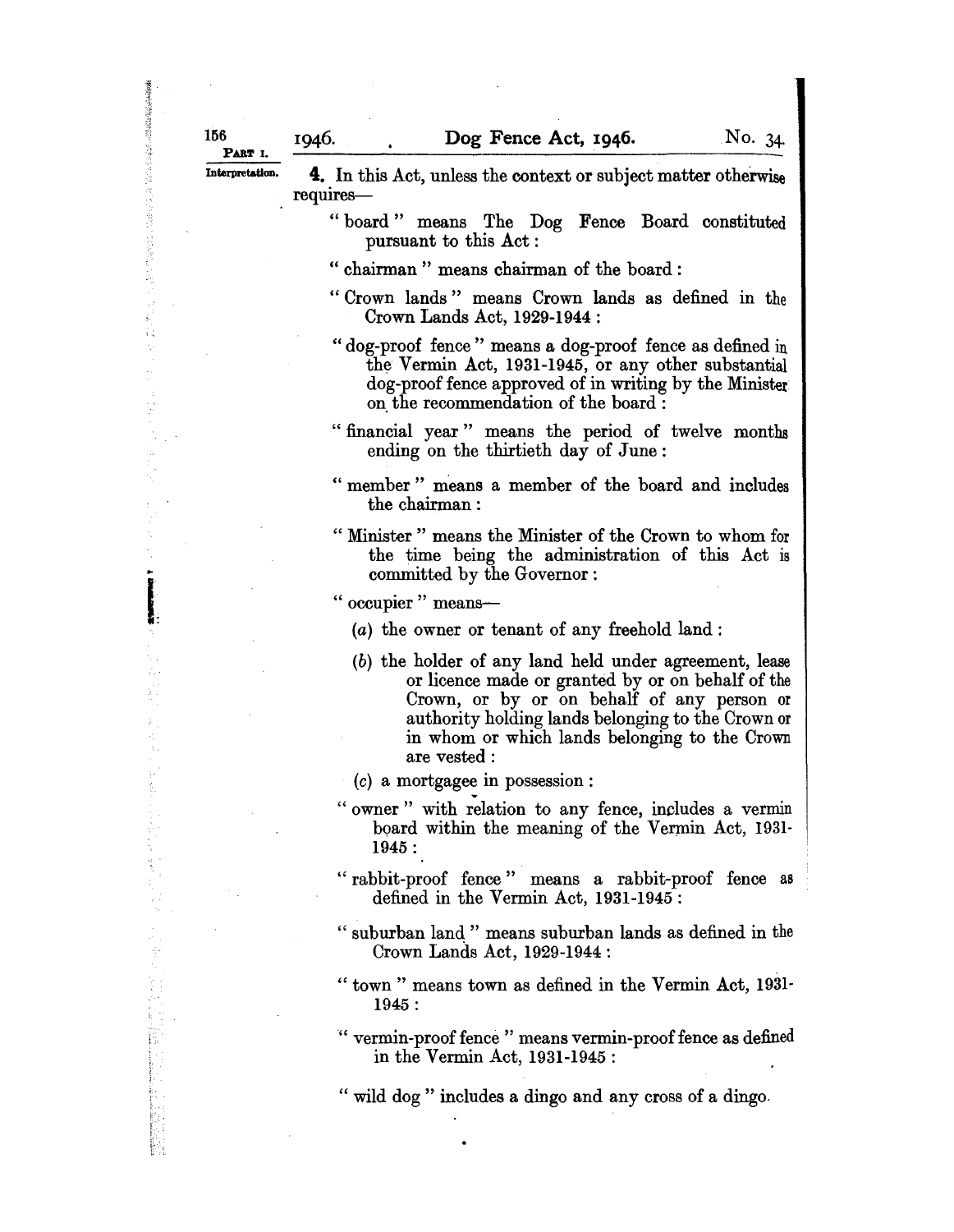PART I.

Interpretation.

**4.** In this Act, unless the context or subject matter otherwise requires—

"board" means The Dog Fence Board constituted pursuant to this Act:

"chairman" means chairman of the board:

"Crown lands" means Crown lands as defined in the Crown Lands Act, 1929-1944:

"dog-proof fence" means a dog-proof fence as defined in the Vermin Act, 1931-1945, or any other substantial dog-proof fence approved of in writing by the Minister on the recommendation of the board:

"financial year" means the period of twelve months ending on the thirtieth day of June:

"member" means a member of the board and includes the chairman:

"Minister" means the Minister of the Crown to whom for the time being the administration of this Act is committed by the Governor:

"occupier" means—

(*a*) the owner or tenant of any freehold land:

(*b*) the holder of any land held under agreement, lease or licence made or granted by or on behalf of the Crown, or by or on behalf of any person or authority holding lands belonging to the Crown or in whom or which lands belonging to the Crown are vested:

(*c*) a mortgagee in possession:

"owner" with relation to any fence, includes a vermin board within the meaning of the Vermin Act, 1931-1945:

"rabbit-proof fence" means a rabbit-proof fence as defined in the Vermin Act, 1931-1945:

"suburban land" means suburban lands as defined in the Crown Lands Act, 1929-1944:

"town" means town as defined in the Vermin Act, 1931-1945:

"vermin-proof fence" means vermin-proof fence as defined in the Vermin Act, 1931-1945:

"wild dog" includes a dingo and any cross of a dingo.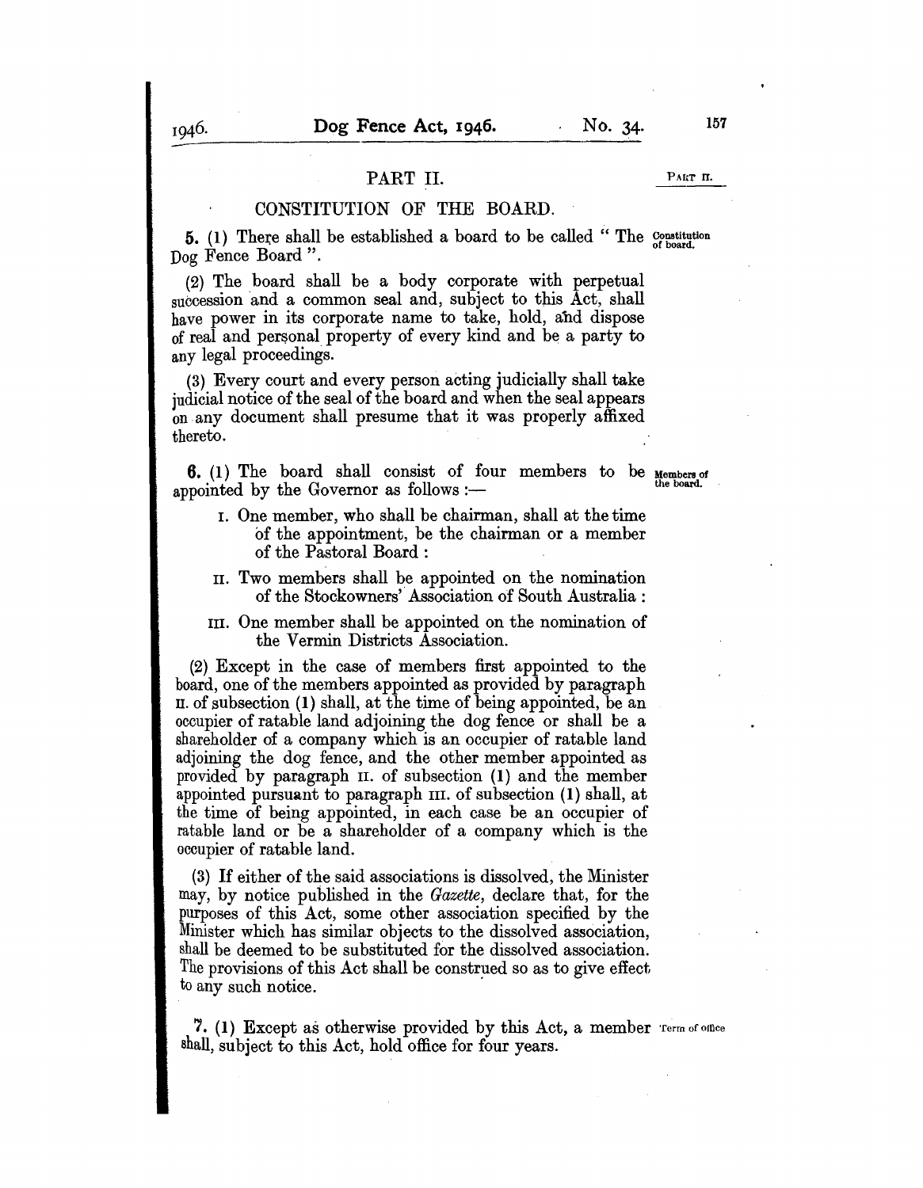## PART II.

### CONSTITUTION OF THE BOARD.

**5.** (1) There shall be established a board to be called " The Dog Fence Board ".

(2) The board shall be a body corporate with perpetual succession and a common seal and, subject to this Act, shall have power in its corporate name to take, hold, and dispose of real and personal property of every kind and be a party to any legal proceedings.

(3) Every court and every person acting judicially shall take judicial notice of the seal of the board and when the seal appears on any document shall presume that it was properly affixed thereto.

**6.** (1) The board shall consist of four members to be appointed by the Governor as follows :—

I. One member, who shall be chairman, shall at the time of the appointment, be the chairman or a member of the Pastoral Board :

II. Two members shall be appointed on the nomination of the Stockowners' Association of South Australia :

III. One member shall be appointed on the nomination of the Vermin Districts Association.

(2) Except in the case of members first appointed to the board, one of the members appointed as provided by paragraph II. of subsection (1) shall, at the time of being appointed, be an occupier of ratable land adjoining the dog fence or shall be a shareholder of a company which is an occupier of ratable land adjoining the dog fence, and the other member appointed as provided by paragraph II. of subsection (1) and the member appointed pursuant to paragraph III. of subsection (1) shall, at the time of being appointed, in each case be an occupier of ratable land or be a shareholder of a company which is the occupier of ratable land.

(3) If either of the said associations is dissolved, the Minister may, by notice published in the *Gazette*, declare that, for the purposes of this Act, some other association specified by the Minister which has similar objects to the dissolved association, shall be deemed to be substituted for the dissolved association. The provisions of this Act shall be construed so as to give effect to any such notice.

**7.** (1) Except as otherwise provided by this Act, a member shall, subject to this Act, hold office for four years.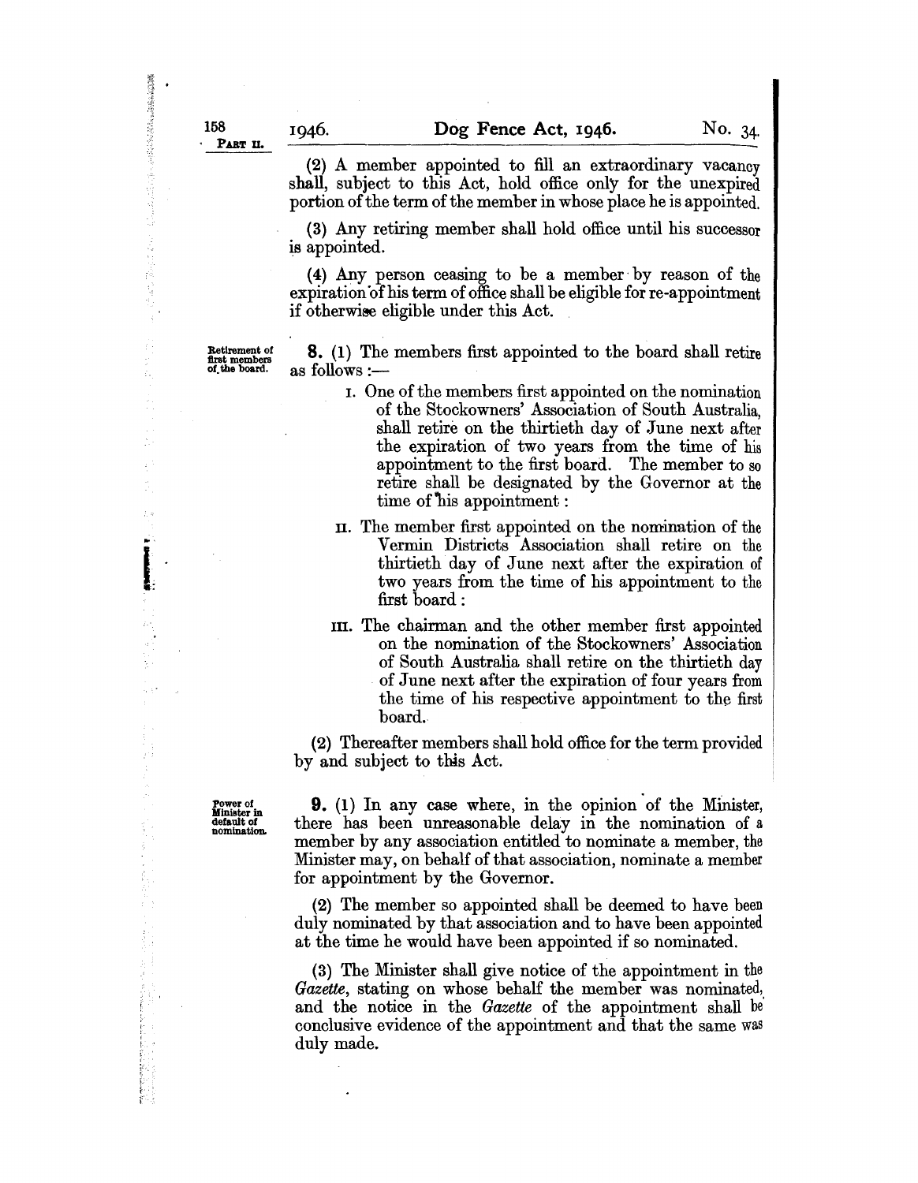(2) A member appointed to fill an extraordinary vacancy shall, subject to this Act, hold office only for the unexpired portion of the term of the member in whose place he is appointed.

(3) Any retiring member shall hold office until his successor is appointed.

(4) Any person ceasing to be a member by reason of the expiration of his term of office shall be eligible for re-appointment if otherwise eligible under this Act.

**Retirement of first members of the board.**

**8.** (1) The members first appointed to the board shall retire as follows :—

I. One of the members first appointed on the nomination of the Stockowners' Association of South Australia, shall retire on the thirtieth day of June next after the expiration of two years from the time of his appointment to the first board. The member to so retire shall be designated by the Governor at the time of his appointment :

II. The member first appointed on the nomination of the Vermin Districts Association shall retire on the thirtieth day of June next after the expiration of two years from the time of his appointment to the first board :

III. The chairman and the other member first appointed on the nomination of the Stockowners' Association of South Australia shall retire on the thirtieth day of June next after the expiration of four years from the time of his respective appointment to the first board.

(2) Thereafter members shall hold office for the term provided by and subject to this Act.

**Power of Minister in default of nomination.**

**9.** (1) In any case where, in the opinion of the Minister, there has been unreasonable delay in the nomination of a member by any association entitled to nominate a member, the Minister may, on behalf of that association, nominate a member for appointment by the Governor.

(2) The member so appointed shall be deemed to have been duly nominated by that association and to have been appointed at the time he would have been appointed if so nominated.

(3) The Minister shall give notice of the appointment in the *Gazette*, stating on whose behalf the member was nominated, and the notice in the *Gazette* of the appointment shall be conclusive evidence of the appointment and that the same was duly made.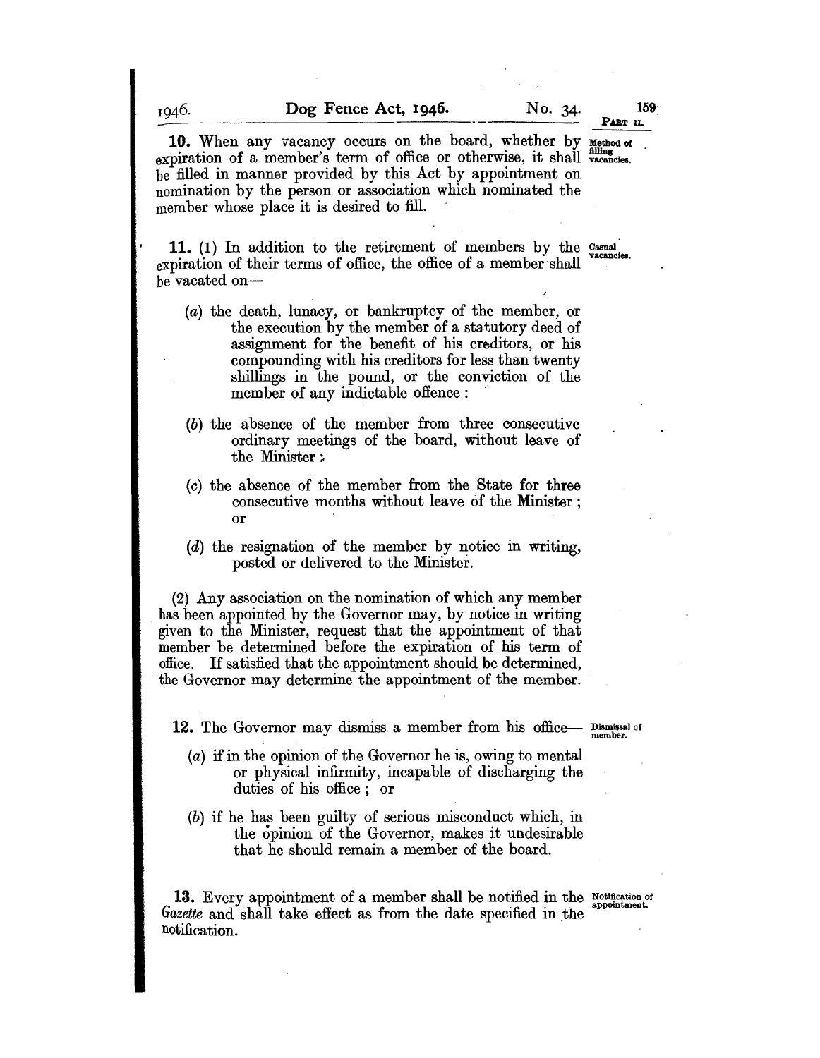**10.** When any vacancy occurs on the board, whether by expiration of a member's term of office or otherwise, it shall be filled in manner provided by this Act by appointment on nomination by the person or association which nominated the member whose place it is desired to fill.

*Method of filling vacancies.*

**11.** (1) In addition to the retirement of members by the expiration of their terms of office, the office of a member shall be vacated on—

*Casual vacancies.*

(*a*) the death, lunacy, or bankruptcy of the member, or the execution by the member of a statutory deed of assignment for the benefit of his creditors, or his compounding with his creditors for less than twenty shillings in the pound, or the conviction of the member of any indictable offence:

(*b*) the absence of the member from three consecutive ordinary meetings of the board, without leave of the Minister:

(*c*) the absence of the member from the State for three consecutive months without leave of the Minister; or

(*d*) the resignation of the member by notice in writing, posted or delivered to the Minister.

(2) Any association on the nomination of which any member has been appointed by the Governor may, by notice in writing given to the Minister, request that the appointment of that member be determined before the expiration of his term of office. If satisfied that the appointment should be determined, the Governor may determine the appointment of the member.

**12.** The Governor may dismiss a member from his office—

*Dismissal of member.*

(*a*) if in the opinion of the Governor he is, owing to mental or physical infirmity, incapable of discharging the duties of his office; or

(*b*) if he has been guilty of serious misconduct which, in the opinion of the Governor, makes it undesirable that he should remain a member of the board.

**13.** Every appointment of a member shall be notified in the *Gazette* and shall take effect as from the date specified in the notification.

*Notification of appointment.*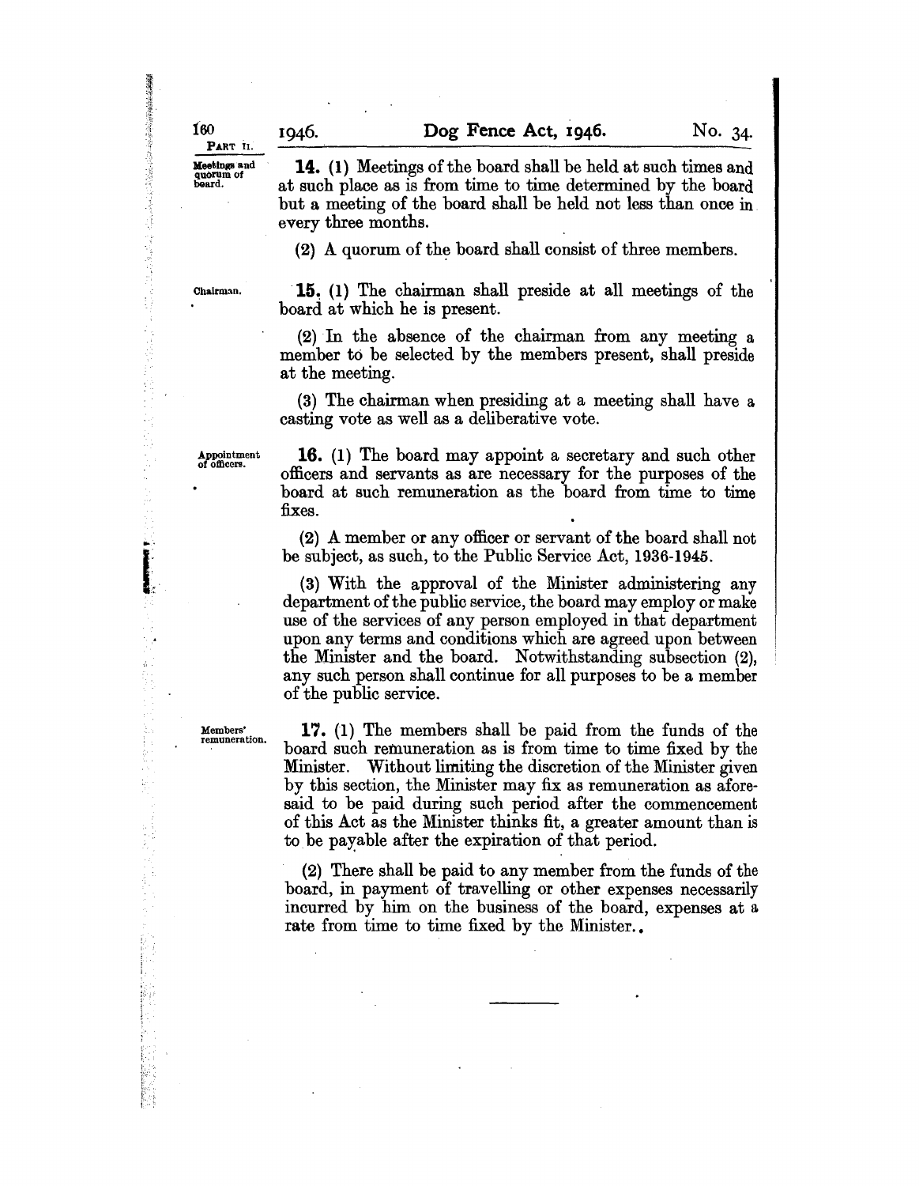**Meetings and quorum of board.**

**14.** (1) Meetings of the board shall be held at such times and at such place as is from time to time determined by the board but a meeting of the board shall be held not less than once in every three months.

(2) A quorum of the board shall consist of three members.

**Chairman.**

**15.** (1) The chairman shall preside at all meetings of the board at which he is present.

(2) In the absence of the chairman from any meeting a member to be selected by the members present, shall preside at the meeting.

(3) The chairman when presiding at a meeting shall have a casting vote as well as a deliberative vote.

**Appointment of officers.**

**16.** (1) The board may appoint a secretary and such other officers and servants as are necessary for the purposes of the board at such remuneration as the board from time to time fixes.

(2) A member or any officer or servant of the board shall not be subject, as such, to the Public Service Act, 1936-1945.

(3) With the approval of the Minister administering any department of the public service, the board may employ or make use of the services of any person employed in that department upon any terms and conditions which are agreed upon between the Minister and the board. Notwithstanding subsection (2), any such person shall continue for all purposes to be a member of the public service.

**Members' remuneration.**

**17.** (1) The members shall be paid from the funds of the board such remuneration as is from time to time fixed by the Minister. Without limiting the discretion of the Minister given by this section, the Minister may fix as remuneration as aforesaid to be paid during such period after the commencement of this Act as the Minister thinks fit, a greater amount than is to be payable after the expiration of that period.

(2) There shall be paid to any member from the funds of the board, in payment of travelling or other expenses necessarily incurred by him on the business of the board, expenses at a rate from time to time fixed by the Minister.

---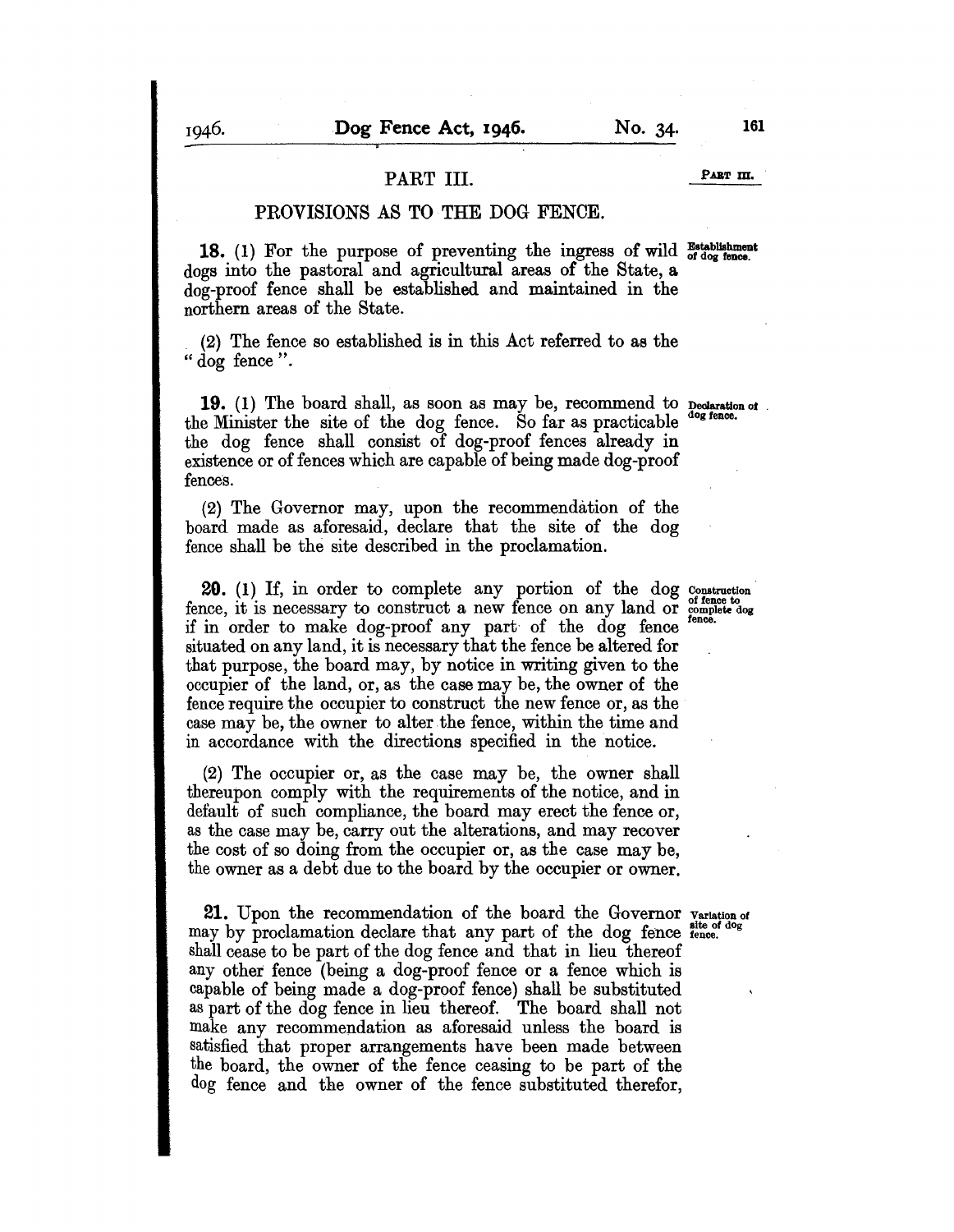## PART III.

### PROVISIONS AS TO THE DOG FENCE.

**18.** (1) For the purpose of preventing the ingress of wild dogs into the pastoral and agricultural areas of the State, a dog-proof fence shall be established and maintained in the northern areas of the State.

Establishment of dog fence.

(2) The fence so established is in this Act referred to as the "dog fence".

**19.** (1) The board shall, as soon as may be, recommend to the Minister the site of the dog fence. So far as practicable the dog fence shall consist of dog-proof fences already in existence or of fences which are capable of being made dog-proof fences.

Declaration of dog fence.

(2) The Governor may, upon the recommendation of the board made as aforesaid, declare that the site of the dog fence shall be the site described in the proclamation.

**20.** (1) If, in order to complete any portion of the dog fence, it is necessary to construct a new fence on any land or if in order to make dog-proof any part of the dog fence situated on any land, it is necessary that the fence be altered for that purpose, the board may, by notice in writing given to the occupier of the land, or, as the case may be, the owner of the fence require the occupier to construct the new fence or, as the case may be, the owner to alter the fence, within the time and in accordance with the directions specified in the notice.

Construction of fence to complete dog fence.

(2) The occupier or, as the case may be, the owner shall thereupon comply with the requirements of the notice, and in default of such compliance, the board may erect the fence or, as the case may be, carry out the alterations, and may recover the cost of so doing from the occupier or, as the case may be, the owner as a debt due to the board by the occupier or owner.

**21.** Upon the recommendation of the board the Governor may by proclamation declare that any part of the dog fence shall cease to be part of the dog fence and that in lieu thereof any other fence (being a dog-proof fence or a fence which is capable of being made a dog-proof fence) shall be substituted as part of the dog fence in lieu thereof. The board shall not make any recommendation as aforesaid unless the board is satisfied that proper arrangements have been made between the board, the owner of the fence ceasing to be part of the dog fence and the owner of the fence substituted therefor,

Variation of site of dog fence.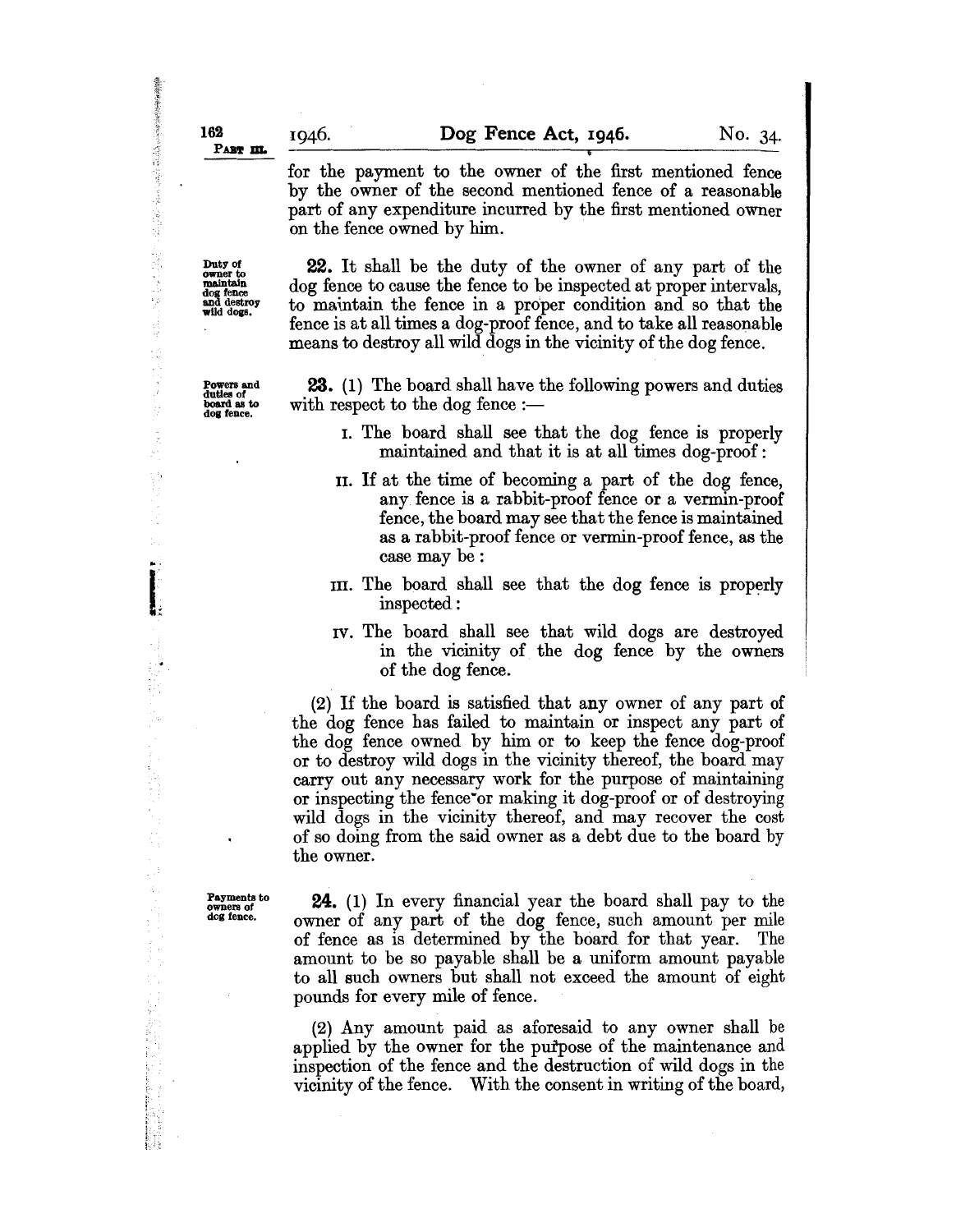for the payment to the owner of the first mentioned fence by the owner of the second mentioned fence of a reasonable part of any expenditure incurred by the first mentioned owner on the fence owned by him.

*Duty of owner to maintain dog fence and destroy wild dogs.*

**22.** It shall be the duty of the owner of any part of the dog fence to cause the fence to be inspected at proper intervals, to maintain the fence in a proper condition and so that the fence is at all times a dog-proof fence, and to take all reasonable means to destroy all wild dogs in the vicinity of the dog fence.

*Powers and duties of board as to dog fence.*

**23.** (1) The board shall have the following powers and duties with respect to the dog fence :—

I. The board shall see that the dog fence is properly maintained and that it is at all times dog-proof :

II. If at the time of becoming a part of the dog fence, any fence is a rabbit-proof fence or a vermin-proof fence, the board may see that the fence is maintained as a rabbit-proof fence or vermin-proof fence, as the case may be :

III. The board shall see that the dog fence is properly inspected :

IV. The board shall see that wild dogs are destroyed in the vicinity of the dog fence by the owners of the dog fence.

(2) If the board is satisfied that any owner of any part of the dog fence has failed to maintain or inspect any part of the dog fence owned by him or to keep the fence dog-proof or to destroy wild dogs in the vicinity thereof, the board may carry out any necessary work for the purpose of maintaining or inspecting the fence or making it dog-proof or of destroying wild dogs in the vicinity thereof, and may recover the cost of so doing from the said owner as a debt due to the board by the owner.

*Payments to owners of dog fence.*

**24.** (1) In every financial year the board shall pay to the owner of any part of the dog fence, such amount per mile of fence as is determined by the board for that year. The amount to be so payable shall be a uniform amount payable to all such owners but shall not exceed the amount of eight pounds for every mile of fence.

(2) Any amount paid as aforesaid to any owner shall be applied by the owner for the purpose of the maintenance and inspection of the fence and the destruction of wild dogs in the vicinity of the fence. With the consent in writing of the board,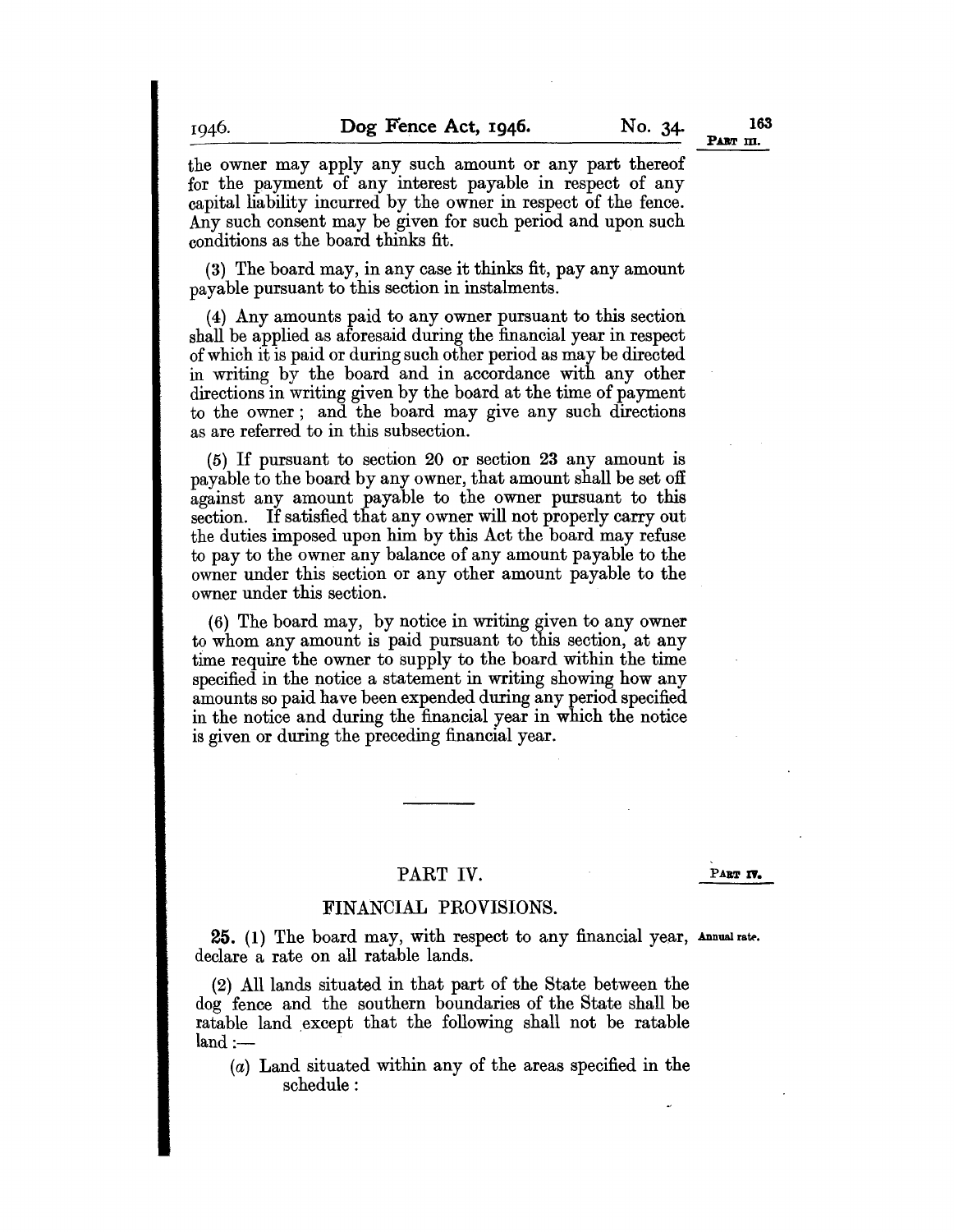the owner may apply any such amount or any part thereof for the payment of any interest payable in respect of any capital liability incurred by the owner in respect of the fence. Any such consent may be given for such period and upon such conditions as the board thinks fit.

(3) The board may, in any case it thinks fit, pay any amount payable pursuant to this section in instalments.

(4) Any amounts paid to any owner pursuant to this section shall be applied as aforesaid during the financial year in respect of which it is paid or during such other period as may be directed in writing by the board and in accordance with any other directions in writing given by the board at the time of payment to the owner; and the board may give any such directions as are referred to in this subsection.

(5) If pursuant to section 20 or section 23 any amount is payable to the board by any owner, that amount shall be set off against any amount payable to the owner pursuant to this section. If satisfied that any owner will not properly carry out the duties imposed upon him by this Act the board may refuse to pay to the owner any balance of any amount payable to the owner under this section or any other amount payable to the owner under this section.

(6) The board may, by notice in writing given to any owner to whom any amount is paid pursuant to this section, at any time require the owner to supply to the board within the time specified in the notice a statement in writing showing how any amounts so paid have been expended during any period specified in the notice and during the financial year in which the notice is given or during the preceding financial year.

---

## PART IV.

### FINANCIAL PROVISIONS.

**25.** (1) The board may, with respect to any financial year, declare a rate on all ratable lands. *Annual rate.*

(2) All lands situated in that part of the State between the dog fence and the southern boundaries of the State shall be ratable land except that the following shall not be ratable land:—

(a) Land situated within any of the areas specified in the schedule: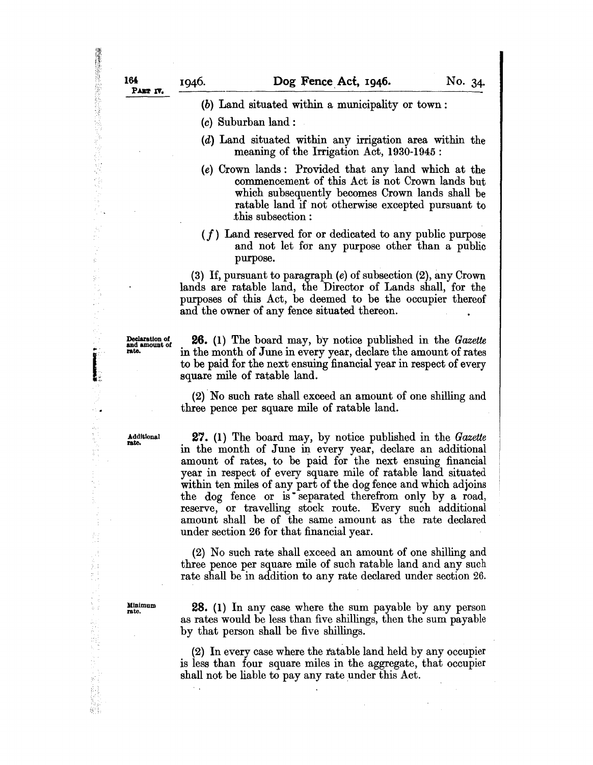(b) Land situated within a municipality or town:

(c) Suburban land:

(d) Land situated within any irrigation area within the meaning of the Irrigation Act, 1930-1945:

(e) Crown lands: Provided that any land which at the commencement of this Act is not Crown lands but which subsequently becomes Crown lands shall be ratable land if not otherwise excepted pursuant to this subsection:

(f) Land reserved for or dedicated to any public purpose and not let for any purpose other than a public purpose.

(3) If, pursuant to paragraph (e) of subsection (2), any Crown lands are ratable land, the Director of Lands shall, for the purposes of this Act, be deemed to be the occupier thereof and the owner of any fence situated thereon.

*Declaration of and amount of rate.*

**26.** (1) The board may, by notice published in the *Gazette* in the month of June in every year, declare the amount of rates to be paid for the next ensuing financial year in respect of every square mile of ratable land.

(2) No such rate shall exceed an amount of one shilling and three pence per square mile of ratable land.

*Additional rate.*

**27.** (1) The board may, by notice published in the *Gazette* in the month of June in every year, declare an additional amount of rates, to be paid for the next ensuing financial year in respect of every square mile of ratable land situated within ten miles of any part of the dog fence and which adjoins the dog fence or is separated therefrom only by a road, reserve, or travelling stock route. Every such additional amount shall be of the same amount as the rate declared under section 26 for that financial year.

(2) No such rate shall exceed an amount of one shilling and three pence per square mile of such ratable land and any such rate shall be in addition to any rate declared under section 26.

*Minimum rate.*

**28.** (1) In any case where the sum payable by any person as rates would be less than five shillings, then the sum payable by that person shall be five shillings.

(2) In every case where the ratable land held by any occupier is less than four square miles in the aggregate, that occupier shall not be liable to pay any rate under this Act.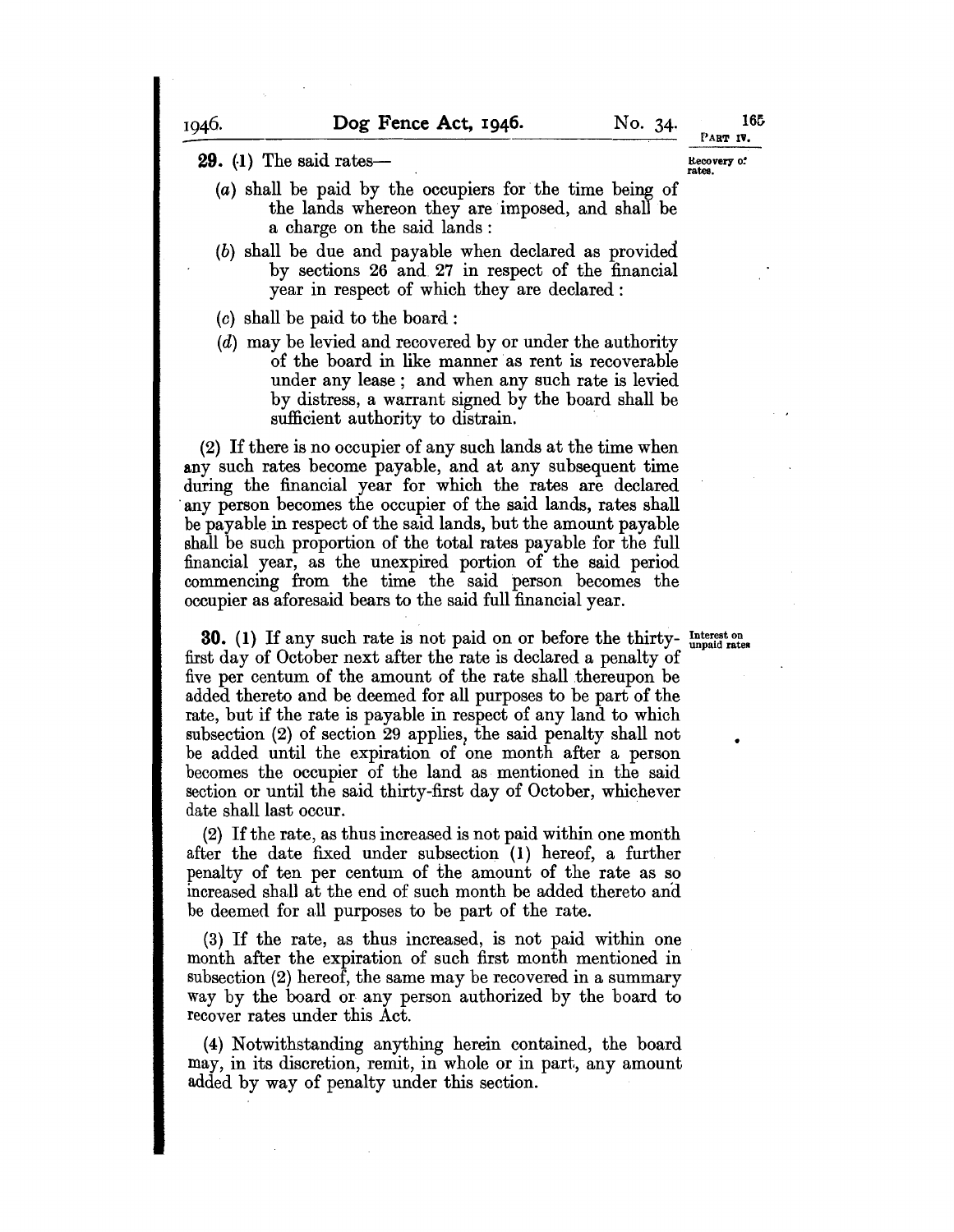**29.** (1) The said rates—

*Recovery of rates.*

(*a*) shall be paid by the occupiers for the time being of the lands whereon they are imposed, and shall be a charge on the said lands:

(*b*) shall be due and payable when declared as provided by sections 26 and 27 in respect of the financial year in respect of which they are declared:

(*c*) shall be paid to the board:

(*d*) may be levied and recovered by or under the authority of the board in like manner as rent is recoverable under any lease; and when any such rate is levied by distress, a warrant signed by the board shall be sufficient authority to distrain.

(2) If there is no occupier of any such lands at the time when any such rates become payable, and at any subsequent time during the financial year for which the rates are declared any person becomes the occupier of the said lands, rates shall be payable in respect of the said lands, but the amount payable shall be such proportion of the total rates payable for the full financial year, as the unexpired portion of the said period commencing from the time the said person becomes the occupier as aforesaid bears to the said full financial year.

**30.** (1) If any such rate is not paid on or before the thirty-first day of October next after the rate is declared a penalty of five per centum of the amount of the rate shall thereupon be added thereto and be deemed for all purposes to be part of the rate, but if the rate is payable in respect of any land to which subsection (2) of section 29 applies, the said penalty shall not be added until the expiration of one month after a person becomes the occupier of the land as mentioned in the said section or until the said thirty-first day of October, whichever date shall last occur.

*Interest on unpaid rates*

(2) If the rate, as thus increased is not paid within one month after the date fixed under subsection (1) hereof, a further penalty of ten per centum of the amount of the rate as so increased shall at the end of such month be added thereto and be deemed for all purposes to be part of the rate.

(3) If the rate, as thus increased, is not paid within one month after the expiration of such first month mentioned in subsection (2) hereof, the same may be recovered in a summary way by the board or any person authorized by the board to recover rates under this Act.

(4) Notwithstanding anything herein contained, the board may, in its discretion, remit, in whole or in part, any amount added by way of penalty under this section.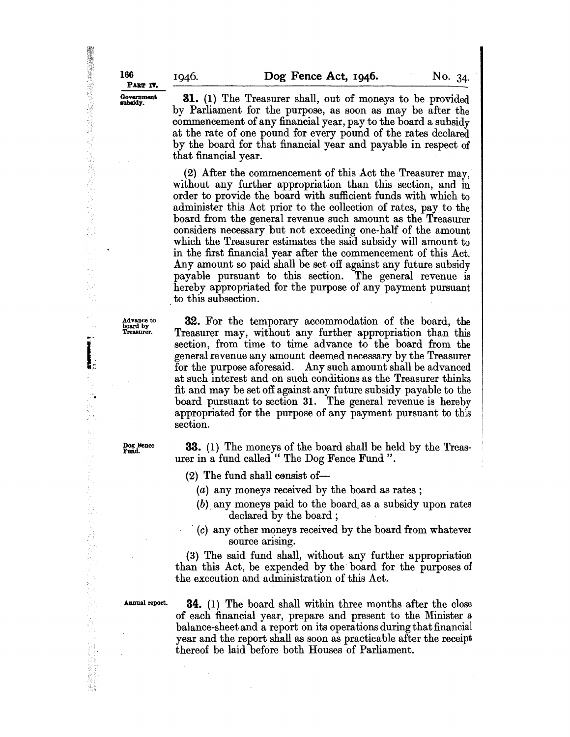**Government subsidy.**

**31.** (1) The Treasurer shall, out of moneys to be provided by Parliament for the purpose, as soon as may be after the commencement of any financial year, pay to the board a subsidy at the rate of one pound for every pound of the rates declared by the board for that financial year and payable in respect of that financial year.

(2) After the commencement of this Act the Treasurer may, without any further appropriation than this section, and in order to provide the board with sufficient funds with which to administer this Act prior to the collection of rates, pay to the board from the general revenue such amount as the Treasurer considers necessary but not exceeding one-half of the amount which the Treasurer estimates the said subsidy will amount to in the first financial year after the commencement of this Act. Any amount so paid shall be set off against any future subsidy payable pursuant to this section. The general revenue is hereby appropriated for the purpose of any payment pursuant to this subsection.

**Advance to board by Treasurer.**

**32.** For the temporary accommodation of the board, the Treasurer may, without any further appropriation than this section, from time to time advance to the board from the general revenue any amount deemed necessary by the Treasurer for the purpose aforesaid. Any such amount shall be advanced at such interest and on such conditions as the Treasurer thinks fit and may be set off against any future subsidy payable to the board pursuant to section 31. The general revenue is hereby appropriated for the purpose of any payment pursuant to this section.

**Dog Fence Fund.**

**33.** (1) The moneys of the board shall be held by the Treasurer in a fund called " The Dog Fence Fund ".

(2) The fund shall consist of—

(*a*) any moneys received by the board as rates ;

(*b*) any moneys paid to the board as a subsidy upon rates declared by the board ;

(*c*) any other moneys received by the board from whatever source arising.

(3) The said fund shall, without any further appropriation than this Act, be expended by the board for the purposes of the execution and administration of this Act.

**Annual report.**

**34.** (1) The board shall within three months after the close of each financial year, prepare and present to the Minister a balance-sheet and a report on its operations during that financial year and the report shall as soon as practicable after the receipt thereof be laid before both Houses of Parliament.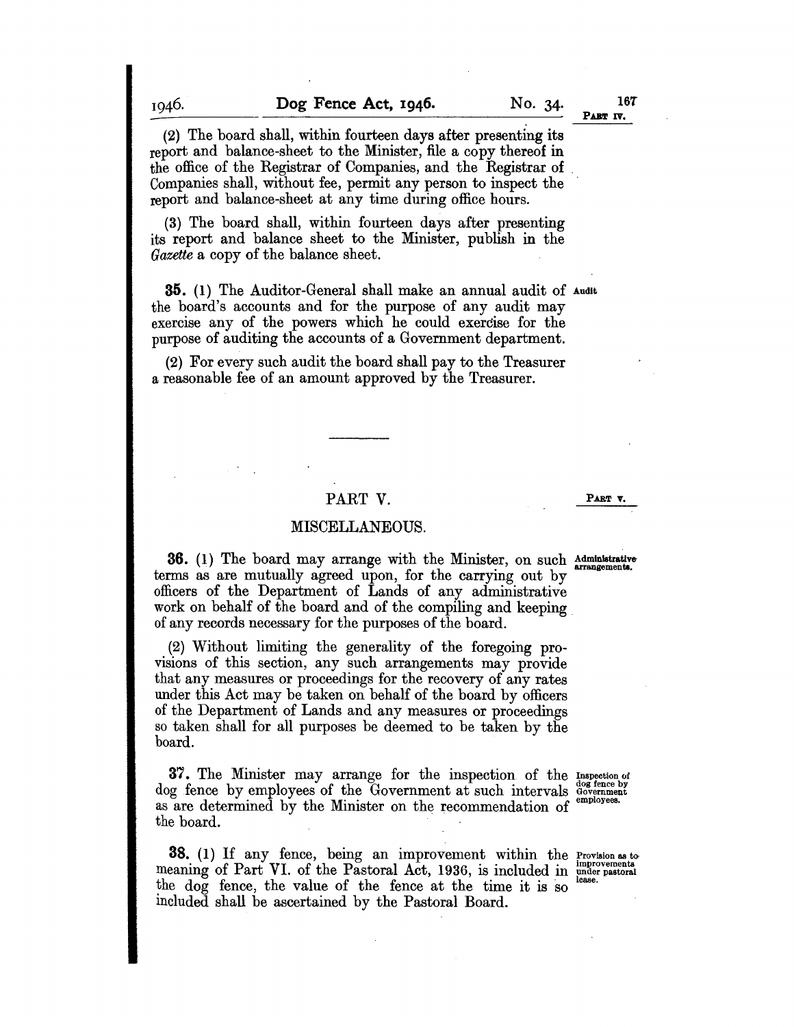(2) The board shall, within fourteen days after presenting its report and balance-sheet to the Minister, file a copy thereof in the office of the Registrar of Companies, and the Registrar of Companies shall, without fee, permit any person to inspect the report and balance-sheet at any time during office hours.

(3) The board shall, within fourteen days after presenting its report and balance sheet to the Minister, publish in the *Gazette* a copy of the balance sheet.

Audit

**35.** (1) The Auditor-General shall make an annual audit of the board's accounts and for the purpose of any audit may exercise any of the powers which he could exercise for the purpose of auditing the accounts of a Government department.

(2) For every such audit the board shall pay to the Treasurer a reasonable fee of an amount approved by the Treasurer.

---

## PART V.

### MISCELLANEOUS.

Administrative arrangements.

**36.** (1) The board may arrange with the Minister, on such terms as are mutually agreed upon, for the carrying out by officers of the Department of Lands of any administrative work on behalf of the board and of the compiling and keeping of any records necessary for the purposes of the board.

(2) Without limiting the generality of the foregoing provisions of this section, any such arrangements may provide that any measures or proceedings for the recovery of any rates under this Act may be taken on behalf of the board by officers of the Department of Lands and any measures or proceedings so taken shall for all purposes be deemed to be taken by the board.

Inspection of dog fence by Government employees.

**37.** The Minister may arrange for the inspection of the dog fence by employees of the Government at such intervals as are determined by the Minister on the recommendation of the board.

Provision as to improvements under pastoral lease.

**38.** (1) If any fence, being an improvement within the meaning of Part VI. of the Pastoral Act, 1936, is included in the dog fence, the value of the fence at the time it is so included shall be ascertained by the Pastoral Board.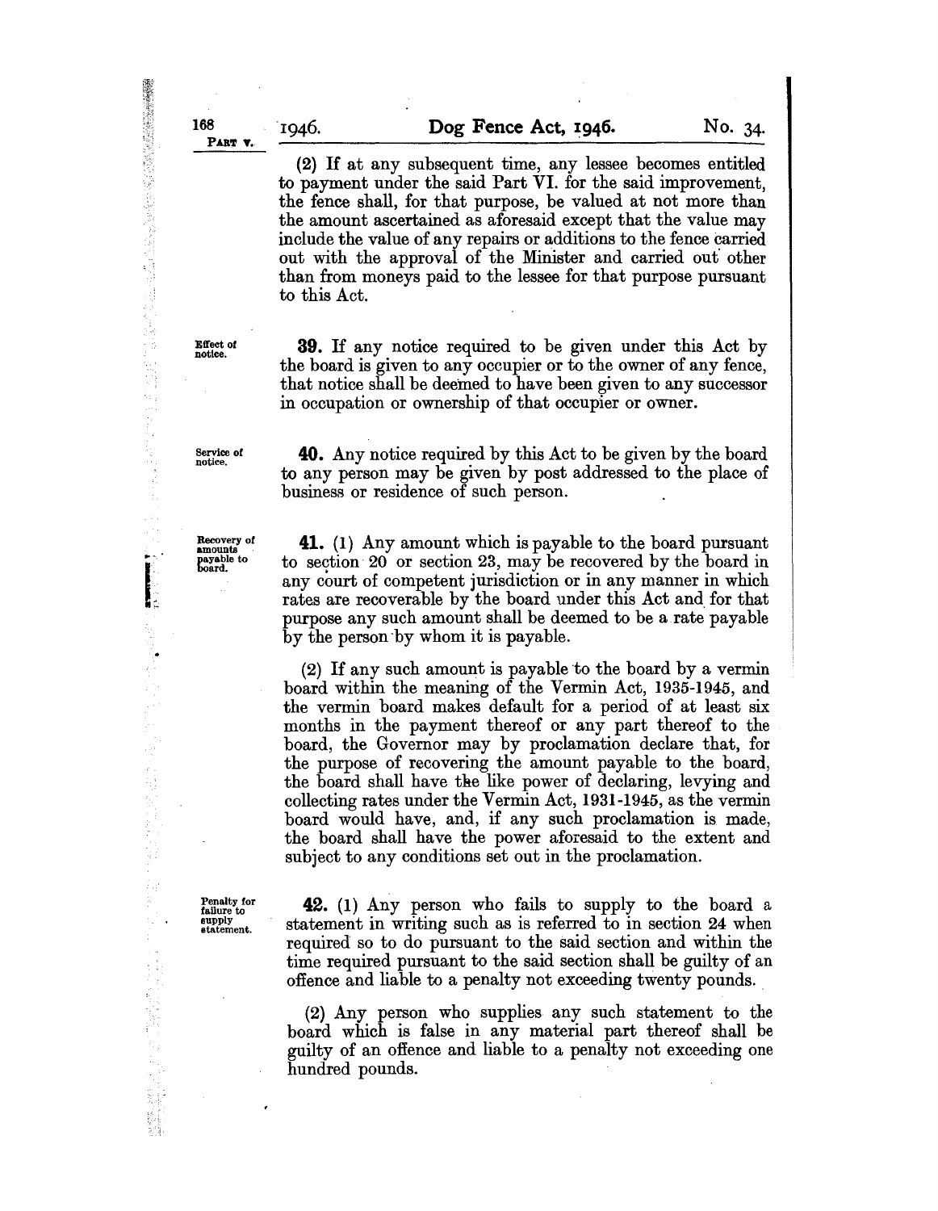(2) If at any subsequent time, any lessee becomes entitled to payment under the said Part VI. for the said improvement, the fence shall, for that purpose, be valued at not more than the amount ascertained as aforesaid except that the value may include the value of any repairs or additions to the fence carried out with the approval of the Minister and carried out other than from moneys paid to the lessee for that purpose pursuant to this Act.

Effect of notice.

**39.** If any notice required to be given under this Act by the board is given to any occupier or to the owner of any fence, that notice shall be deemed to have been given to any successor in occupation or ownership of that occupier or owner.

Service of notice.

**40.** Any notice required by this Act to be given by the board to any person may be given by post addressed to the place of business or residence of such person.

Recovery of amounts payable to board.

**41.** (1) Any amount which is payable to the board pursuant to section 20 or section 23, may be recovered by the board in any court of competent jurisdiction or in any manner in which rates are recoverable by the board under this Act and for that purpose any such amount shall be deemed to be a rate payable by the person by whom it is payable.

(2) If any such amount is payable to the board by a vermin board within the meaning of the Vermin Act, 1935-1945, and the vermin board makes default for a period of at least six months in the payment thereof or any part thereof to the board, the Governor may by proclamation declare that, for the purpose of recovering the amount payable to the board, the board shall have the like power of declaring, levying and collecting rates under the Vermin Act, 1931-1945, as the vermin board would have, and, if any such proclamation is made, the board shall have the power aforesaid to the extent and subject to any conditions set out in the proclamation.

Penalty for failure to supply statement.

**42.** (1) Any person who fails to supply to the board a statement in writing such as is referred to in section 24 when required so to do pursuant to the said section and within the time required pursuant to the said section shall be guilty of an offence and liable to a penalty not exceeding twenty pounds.

(2) Any person who supplies any such statement to the board which is false in any material part thereof shall be guilty of an offence and liable to a penalty not exceeding one hundred pounds.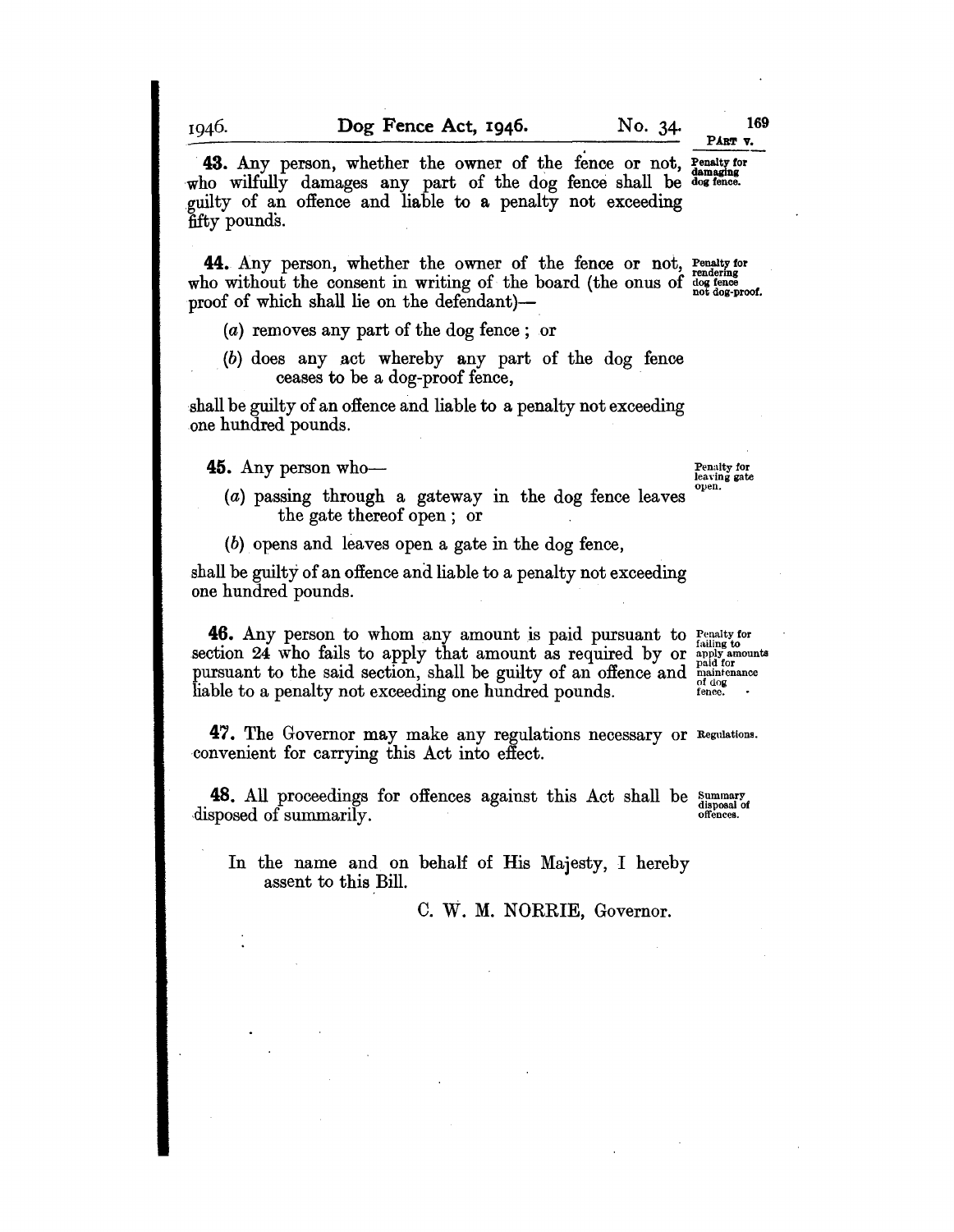**43.** Any person, whether the owner of the fence or not, who wilfully damages any part of the dog fence shall be guilty of an offence and liable to a penalty not exceeding fifty pounds.

*Penalty for damaging dog fence.*

**44.** Any person, whether the owner of the fence or not, who without the consent in writing of the board (the onus of proof of which shall lie on the defendant)—

*Penalty for rendering dog fence not dog-proof.*

(*a*) removes any part of the dog fence; or

(*b*) does any act whereby any part of the dog fence ceases to be a dog-proof fence,

shall be guilty of an offence and liable to a penalty not exceeding one hundred pounds.

**45.** Any person who—

*Penalty for leaving gate open.*

(*a*) passing through a gateway in the dog fence leaves the gate thereof open; or

(*b*) opens and leaves open a gate in the dog fence,

shall be guilty of an offence and liable to a penalty not exceeding one hundred pounds.

**46.** Any person to whom any amount is paid pursuant to section 24 who fails to apply that amount as required by or pursuant to the said section, shall be guilty of an offence and liable to a penalty not exceeding one hundred pounds.

*Penalty for failing to apply amounts paid for maintenance of dog fence.*

**47.** The Governor may make any regulations necessary or convenient for carrying this Act into effect.

*Regulations.*

**48.** All proceedings for offences against this Act shall be disposed of summarily.

*Summary disposal of offences.*

In the name and on behalf of His Majesty, I hereby assent to this Bill.

C. W. M. NORRIE, Governor.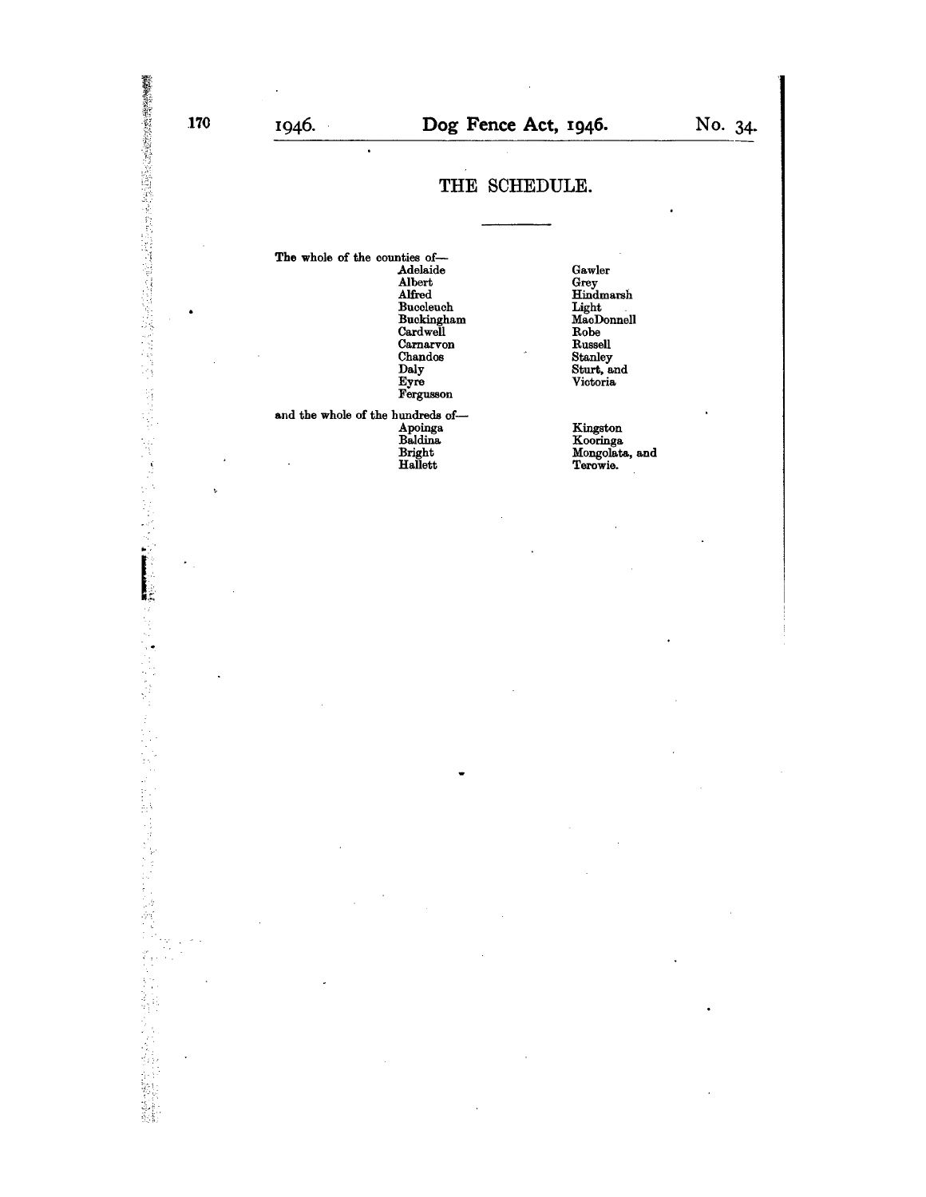# THE SCHEDULE.

The whole of the counties of—

Adelaide
Albert
Alfred
Buccleuch
Buckingham
Cardwell
Carnarvon
Chandos
Daly
Eyre
Fergusson
Gawler
Grey
Hindmarsh
Light
MacDonnell
Robe
Russell
Stanley
Sturt, and
Victoria

and the whole of the hundreds of—

Apoinga
Baldina
Bright
Hallett
Kingston
Kooringa
Mongolata, and
Terowie.